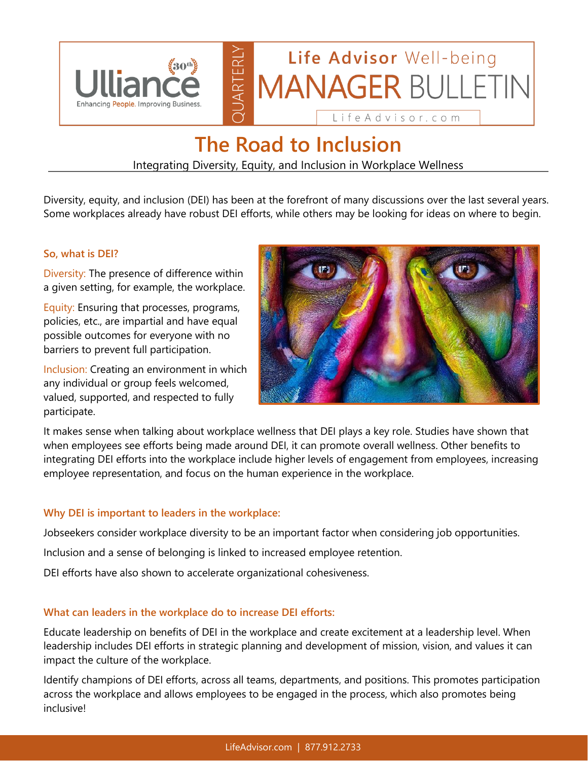Ulliance 30th — Enhancing People. Improving Business.

QUARTERLY

Life Advisor Well-being MANAGER BULLETIN

LifeAdvisor.com

# The Road to Inclusion

Integrating Diversity, Equity, and Inclusion in Workplace Wellness

Diversity, equity, and inclusion (DEI) has been at the forefront of many discussions over the last several years. Some workplaces already have robust DEI efforts, while others may be looking for ideas on where to begin.

### So, what is DEI?

Diversity: The presence of difference within a given setting, for example, the workplace.

Equity: Ensuring that processes, programs, policies, etc., are impartial and have equal possible outcomes for everyone with no barriers to prevent full participation.

Inclusion: Creating an environment in which any individual or group feels welcomed, valued, supported, and respected to fully participate.

It makes sense when talking about workplace wellness that DEI plays a key role. Studies have shown that when employees see efforts being made around DEI, it can promote overall wellness. Other benefits to integrating DEI efforts into the workplace include higher levels of engagement from employees, increasing employee representation, and focus on the human experience in the workplace.

### Why DEI is important to leaders in the workplace:

Jobseekers consider workplace diversity to be an important factor when considering job opportunities.

Inclusion and a sense of belonging is linked to increased employee retention.

DEI efforts have also shown to accelerate organizational cohesiveness.

### What can leaders in the workplace do to increase DEI efforts:

Educate leadership on benefits of DEI in the workplace and create excitement at a leadership level. When leadership includes DEI efforts in strategic planning and development of mission, vision, and values it can impact the culture of the workplace.

Identify champions of DEI efforts, across all teams, departments, and positions. This promotes participation across the workplace and allows employees to be engaged in the process, which also promotes being inclusive!

LifeAdvisor.com | 877.912.2733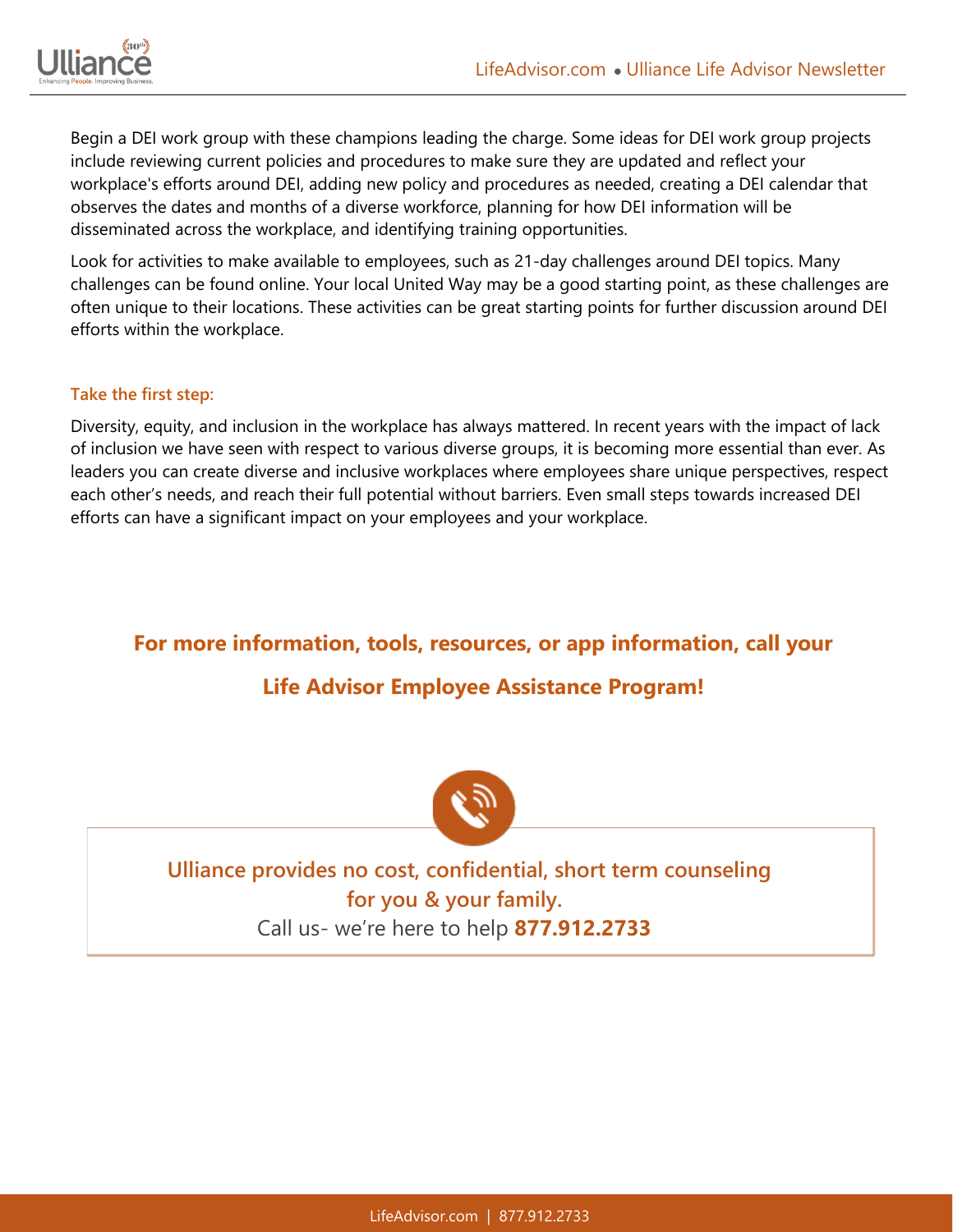Begin a DEI work group with these champions leading the charge. Some ideas for DEI work group projects include reviewing current policies and procedures to make sure they are updated and reflect your workplace's efforts around DEI, adding new policy and procedures as needed, creating a DEI calendar that observes the dates and months of a diverse workforce, planning for how DEI information will be disseminated across the workplace, and identifying training opportunities.

Look for activities to make available to employees, such as 21-day challenges around DEI topics. Many challenges can be found online. Your local United Way may be a good starting point, as these challenges are often unique to their locations. These activities can be great starting points for further discussion around DEI efforts within the workplace.

#### Take the first step:

Diversity, equity, and inclusion in the workplace has always mattered. In recent years with the impact of lack of inclusion we have seen with respect to various diverse groups, it is becoming more essential than ever. As leaders you can create diverse and inclusive workplaces where employees share unique perspectives, respect each other's needs, and reach their full potential without barriers. Even small steps towards increased DEI efforts can have a significant impact on your employees and your workplace.

## For more information, tools, resources, or app information, call your Life Advisor Employee Assistance Program!

**Ulliance provides no cost, confidential, short term counseling for you & your family.**

Call us- we're here to help **877.912.2733**